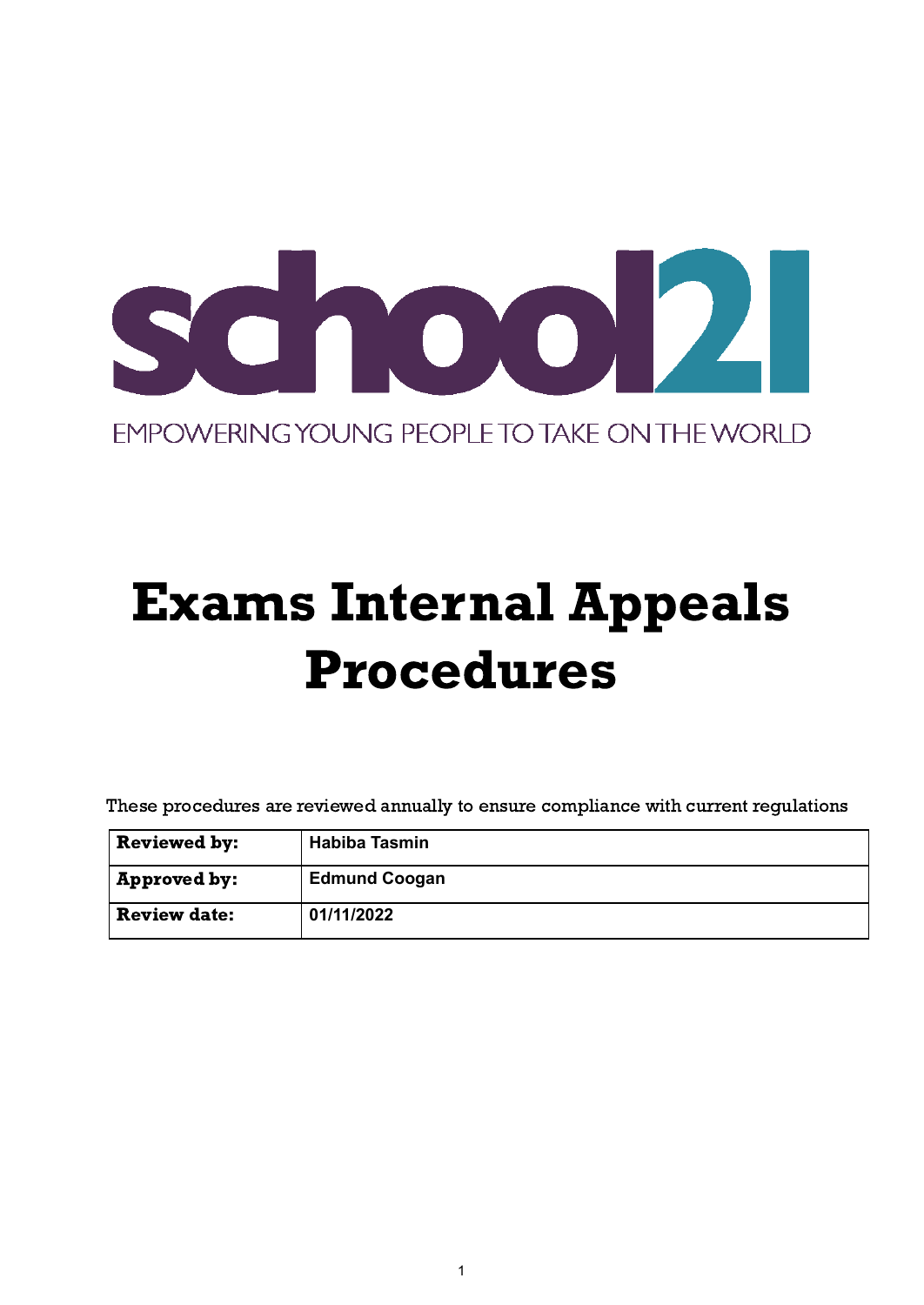school21

EMPOWERING YOUNG PEOPLE TO TAKE ON THE WORLD

# Exams Internal Appeals Procedures

These procedures are reviewed annually to ensure compliance with current regulations

| **Reviewed by:** | **Habiba Tasmin** |
|---|---|
| **Approved by:** | **Edmund Coogan** |
| **Review date:** | **01/11/2022** |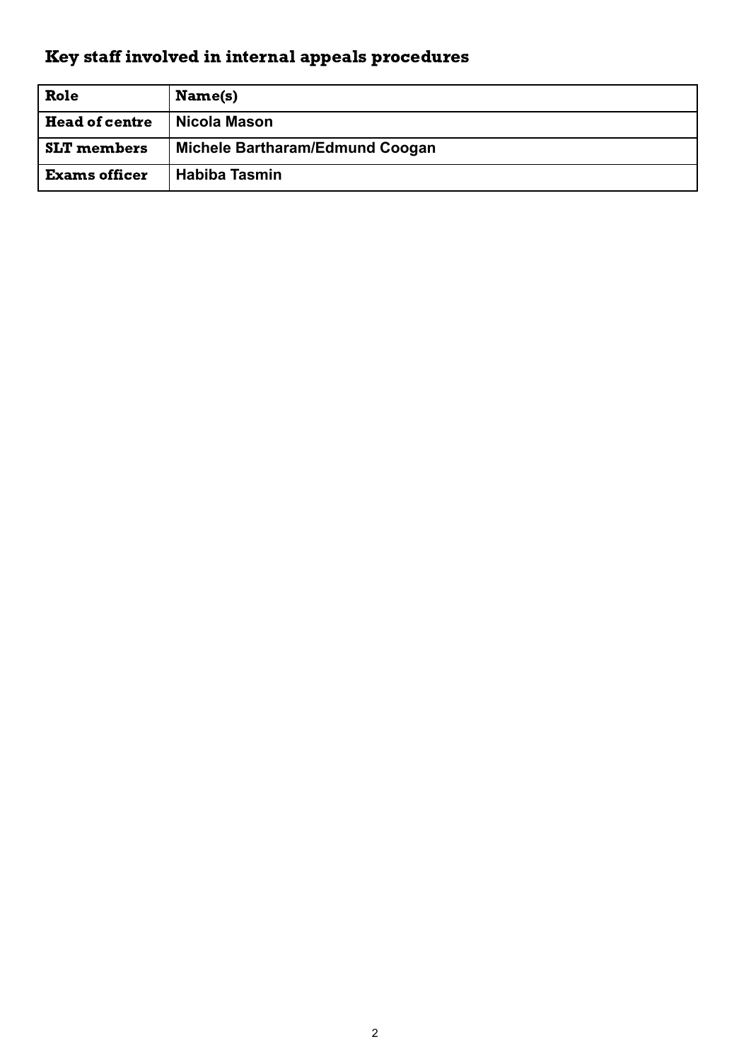## Key staff involved in internal appeals procedures

| Role | Name(s) |
| --- | --- |
| **Head of centre** | **Nicola Mason** |
| **SLT members** | **Michele Bartharam/Edmund Coogan** |
| **Exams officer** | **Habiba Tasmin** |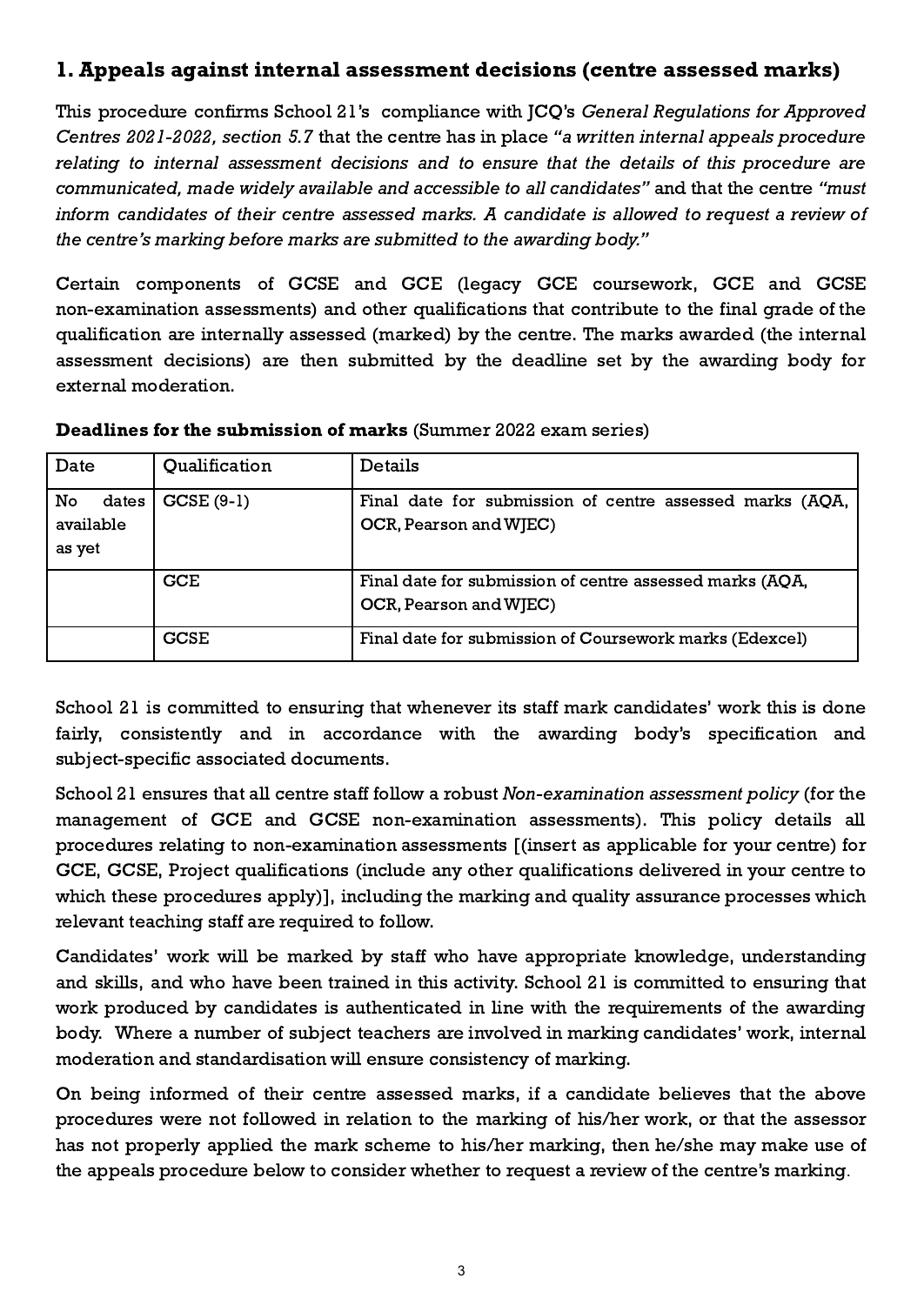## 1. Appeals against internal assessment decisions (centre assessed marks)

This procedure confirms School 21's compliance with JCQ's *General Regulations for Approved Centres 2021-2022, section 5.7* that the centre has in place *"a written internal appeals procedure relating to internal assessment decisions and to ensure that the details of this procedure are communicated, made widely available and accessible to all candidates"* and that the centre *"must inform candidates of their centre assessed marks. A candidate is allowed to request a review of the centre's marking before marks are submitted to the awarding body."*

Certain components of GCSE and GCE (legacy GCE coursework, GCE and GCSE non-examination assessments) and other qualifications that contribute to the final grade of the qualification are internally assessed (marked) by the centre. The marks awarded (the internal assessment decisions) are then submitted by the deadline set by the awarding body for external moderation.

**Deadlines for the submission of marks** (Summer 2022 exam series)

| Date | Qualification | Details |
|---|---|---|
| No dates available as yet | GCSE (9-1) | Final date for submission of centre assessed marks (AQA, OCR, Pearson and WJEC) |
| | GCE | Final date for submission of centre assessed marks (AQA, OCR, Pearson and WJEC) |
| | GCSE | Final date for submission of Coursework marks (Edexcel) |

School 21 is committed to ensuring that whenever its staff mark candidates' work this is done fairly, consistently and in accordance with the awarding body's specification and subject-specific associated documents.

School 21 ensures that all centre staff follow a robust *Non-examination assessment policy* (for the management of GCE and GCSE non-examination assessments). This policy details all procedures relating to non-examination assessments [(insert as applicable for your centre) for GCE, GCSE, Project qualifications (include any other qualifications delivered in your centre to which these procedures apply)], including the marking and quality assurance processes which relevant teaching staff are required to follow.

Candidates' work will be marked by staff who have appropriate knowledge, understanding and skills, and who have been trained in this activity. School 21 is committed to ensuring that work produced by candidates is authenticated in line with the requirements of the awarding body. Where a number of subject teachers are involved in marking candidates' work, internal moderation and standardisation will ensure consistency of marking.

On being informed of their centre assessed marks, if a candidate believes that the above procedures were not followed in relation to the marking of his/her work, or that the assessor has not properly applied the mark scheme to his/her marking, then he/she may make use of the appeals procedure below to consider whether to request a review of the centre's marking.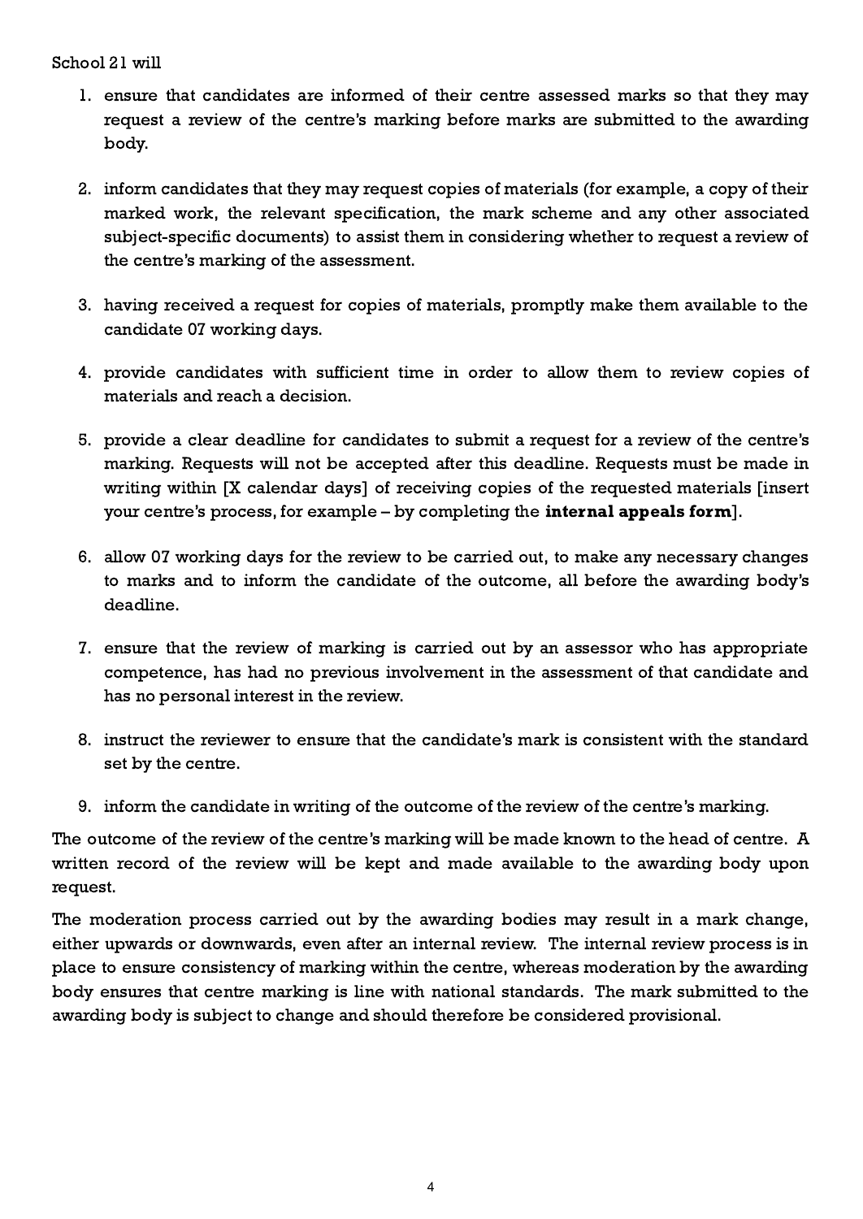School 21 will

1. ensure that candidates are informed of their centre assessed marks so that they may request a review of the centre's marking before marks are submitted to the awarding body.

2. inform candidates that they may request copies of materials (for example, a copy of their marked work, the relevant specification, the mark scheme and any other associated subject-specific documents) to assist them in considering whether to request a review of the centre's marking of the assessment.

3. having received a request for copies of materials, promptly make them available to the candidate 07 working days.

4. provide candidates with sufficient time in order to allow them to review copies of materials and reach a decision.

5. provide a clear deadline for candidates to submit a request for a review of the centre's marking. Requests will not be accepted after this deadline. Requests must be made in writing within [X calendar days] of receiving copies of the requested materials [insert your centre's process, for example – by completing the **internal appeals form**].

6. allow 07 working days for the review to be carried out, to make any necessary changes to marks and to inform the candidate of the outcome, all before the awarding body's deadline.

7. ensure that the review of marking is carried out by an assessor who has appropriate competence, has had no previous involvement in the assessment of that candidate and has no personal interest in the review.

8. instruct the reviewer to ensure that the candidate's mark is consistent with the standard set by the centre.

9. inform the candidate in writing of the outcome of the review of the centre's marking.

The outcome of the review of the centre's marking will be made known to the head of centre. A written record of the review will be kept and made available to the awarding body upon request.

The moderation process carried out by the awarding bodies may result in a mark change, either upwards or downwards, even after an internal review. The internal review process is in place to ensure consistency of marking within the centre, whereas moderation by the awarding body ensures that centre marking is line with national standards. The mark submitted to the awarding body is subject to change and should therefore be considered provisional.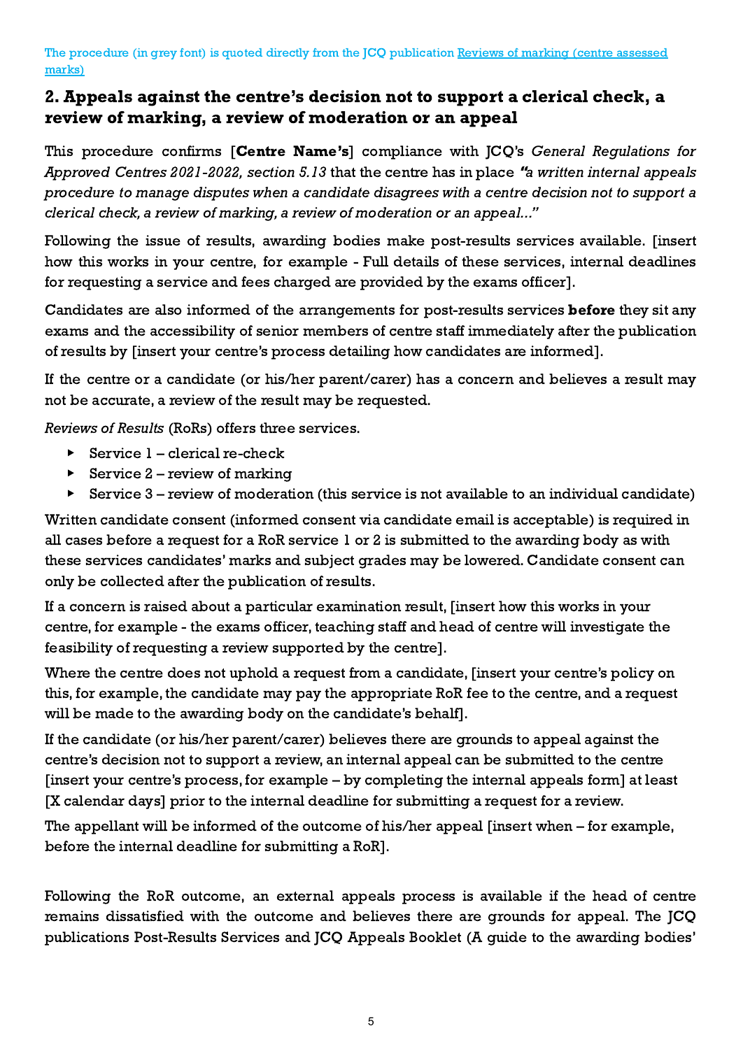The procedure (in grey font) is quoted directly from the JCQ publication [Reviews of marking (centre assessed marks)]

## 2. Appeals against the centre's decision not to support a clerical check, a review of marking, a review of moderation or an appeal

This procedure confirms [**Centre Name's**] compliance with JCQ's *General Regulations for Approved Centres 2021-2022, section 5.13* that the centre has in place *"a written internal appeals procedure to manage disputes when a candidate disagrees with a centre decision not to support a clerical check, a review of marking, a review of moderation or an appeal..."*

Following the issue of results, awarding bodies make post-results services available. [insert how this works in your centre, for example - Full details of these services, internal deadlines for requesting a service and fees charged are provided by the exams officer].

Candidates are also informed of the arrangements for post-results services **before** they sit any exams and the accessibility of senior members of centre staff immediately after the publication of results by [insert your centre's process detailing how candidates are informed].

If the centre or a candidate (or his/her parent/carer) has a concern and believes a result may not be accurate, a review of the result may be requested.

*Reviews of Results* (RoRs) offers three services.

- Service 1 – clerical re-check
- Service 2 – review of marking
- Service 3 – review of moderation (this service is not available to an individual candidate)

Written candidate consent (informed consent via candidate email is acceptable) is required in all cases before a request for a RoR service 1 or 2 is submitted to the awarding body as with these services candidates' marks and subject grades may be lowered. Candidate consent can only be collected after the publication of results.

If a concern is raised about a particular examination result, [insert how this works in your centre, for example - the exams officer, teaching staff and head of centre will investigate the feasibility of requesting a review supported by the centre].

Where the centre does not uphold a request from a candidate, [insert your centre's policy on this, for example, the candidate may pay the appropriate RoR fee to the centre, and a request will be made to the awarding body on the candidate's behalf].

If the candidate (or his/her parent/carer) believes there are grounds to appeal against the centre's decision not to support a review, an internal appeal can be submitted to the centre [insert your centre's process, for example – by completing the internal appeals form] at least [X calendar days] prior to the internal deadline for submitting a request for a review.

The appellant will be informed of the outcome of his/her appeal [insert when – for example, before the internal deadline for submitting a RoR].

Following the RoR outcome, an external appeals process is available if the head of centre remains dissatisfied with the outcome and believes there are grounds for appeal. The JCQ publications Post-Results Services and JCQ Appeals Booklet (A guide to the awarding bodies'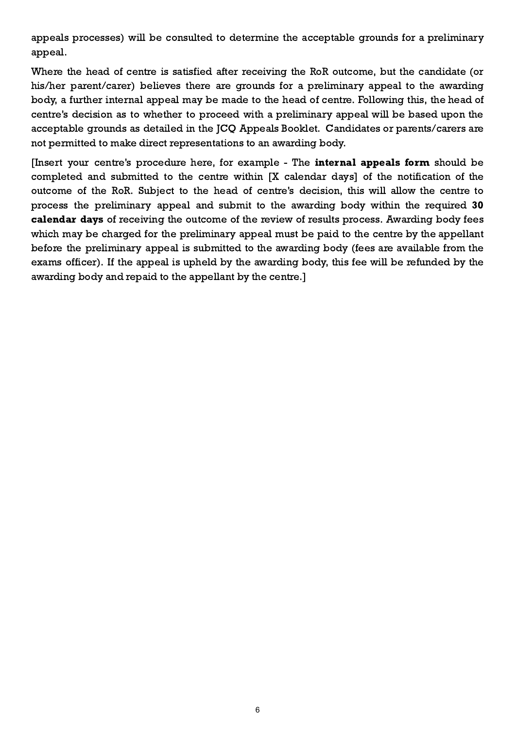appeals processes) will be consulted to determine the acceptable grounds for a preliminary appeal.

Where the head of centre is satisfied after receiving the RoR outcome, but the candidate (or his/her parent/carer) believes there are grounds for a preliminary appeal to the awarding body, a further internal appeal may be made to the head of centre. Following this, the head of centre's decision as to whether to proceed with a preliminary appeal will be based upon the acceptable grounds as detailed in the JCQ Appeals Booklet. Candidates or parents/carers are not permitted to make direct representations to an awarding body.

[Insert your centre's procedure here, for example - The **internal appeals form** should be completed and submitted to the centre within [X calendar days] of the notification of the outcome of the RoR. Subject to the head of centre's decision, this will allow the centre to process the preliminary appeal and submit to the awarding body within the required **30 calendar days** of receiving the outcome of the review of results process. Awarding body fees which may be charged for the preliminary appeal must be paid to the centre by the appellant before the preliminary appeal is submitted to the awarding body (fees are available from the exams officer). If the appeal is upheld by the awarding body, this fee will be refunded by the awarding body and repaid to the appellant by the centre.]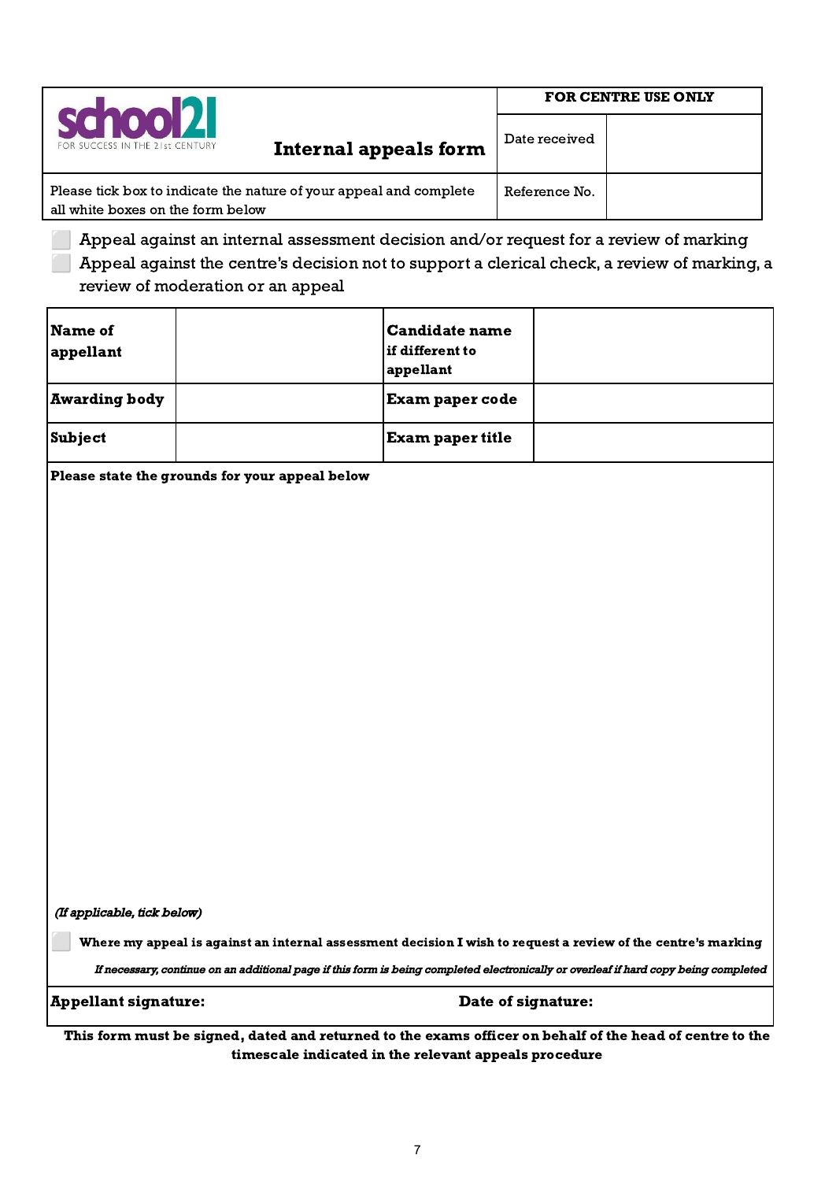| school21 FOR SUCCESS IN THE 21st CENTURY | **Internal appeals form** | **FOR CENTRE USE ONLY** | |
|---|---|---|---|
| | | Date received | |
| Please tick box to indicate the nature of your appeal and complete all white boxes on the form below | | Reference No. | |

- ☐ Appeal against an internal assessment decision and/or request for a review of marking
- ☐ Appeal against the centre's decision not to support a clerical check, a review of marking, a review of moderation or an appeal

| **Name of appellant** | | **Candidate name** **if different to appellant** | |
|---|---|---|---|
| **Awarding body** | | **Exam paper code** | |
| **Subject** | | **Exam paper title** | |

**Please state the grounds for your appeal below**

***(If applicable, tick below)***

☐ **Where my appeal is against an internal assessment decision I wish to request a review of the centre's marking**

***If necessary, continue on an additional page if this form is being completed electronically or overleaf if hard copy being completed***

| **Appellant signature:** | **Date of signature:** |
|---|---|

**This form must be signed, dated and returned to the exams officer on behalf of the head of centre to the timescale indicated in the relevant appeals procedure**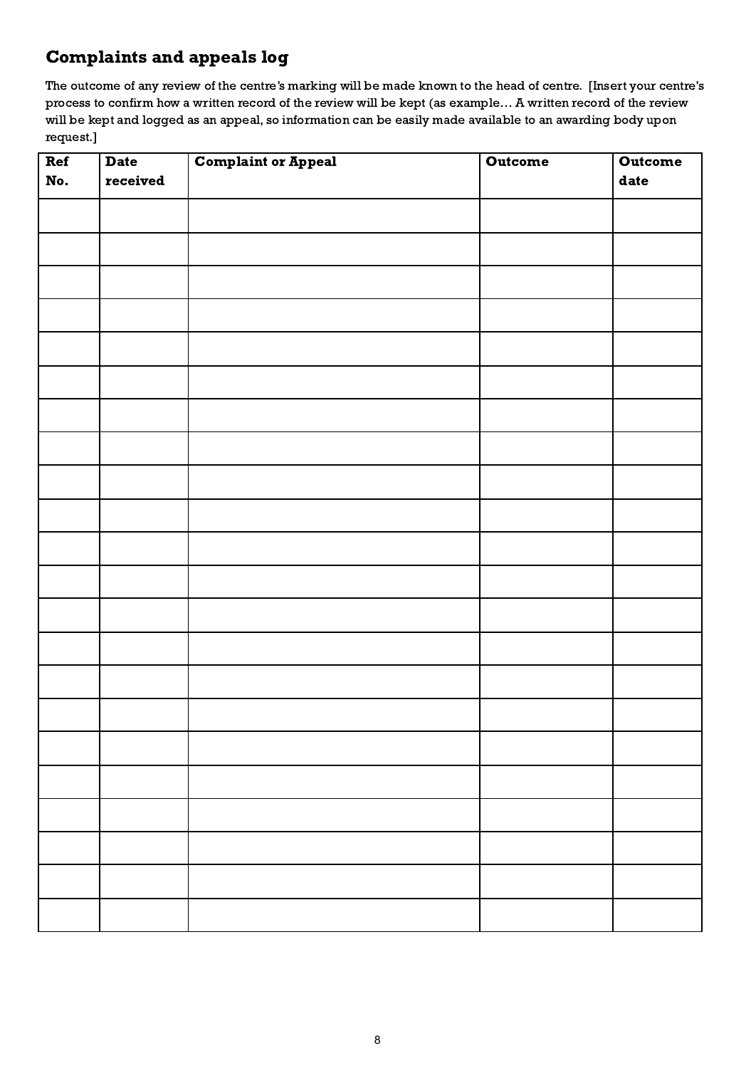## Complaints and appeals log

The outcome of any review of the centre's marking will be made known to the head of centre. [Insert your centre's process to confirm how a written record of the review will be kept (as example… A written record of the review will be kept and logged as an appeal, so information can be easily made available to an awarding body upon request.]

| **Ref No.** | **Date received** | **Complaint or Appeal** | **Outcome** | **Outcome date** |
|---|---|---|---|---|
| | | | | |
| | | | | |
| | | | | |
| | | | | |
| | | | | |
| | | | | |
| | | | | |
| | | | | |
| | | | | |
| | | | | |
| | | | | |
| | | | | |
| | | | | |
| | | | | |
| | | | | |
| | | | | |
| | | | | |
| | | | | |
| | | | | |
| | | | | |
| | | | | |
| | | | | |